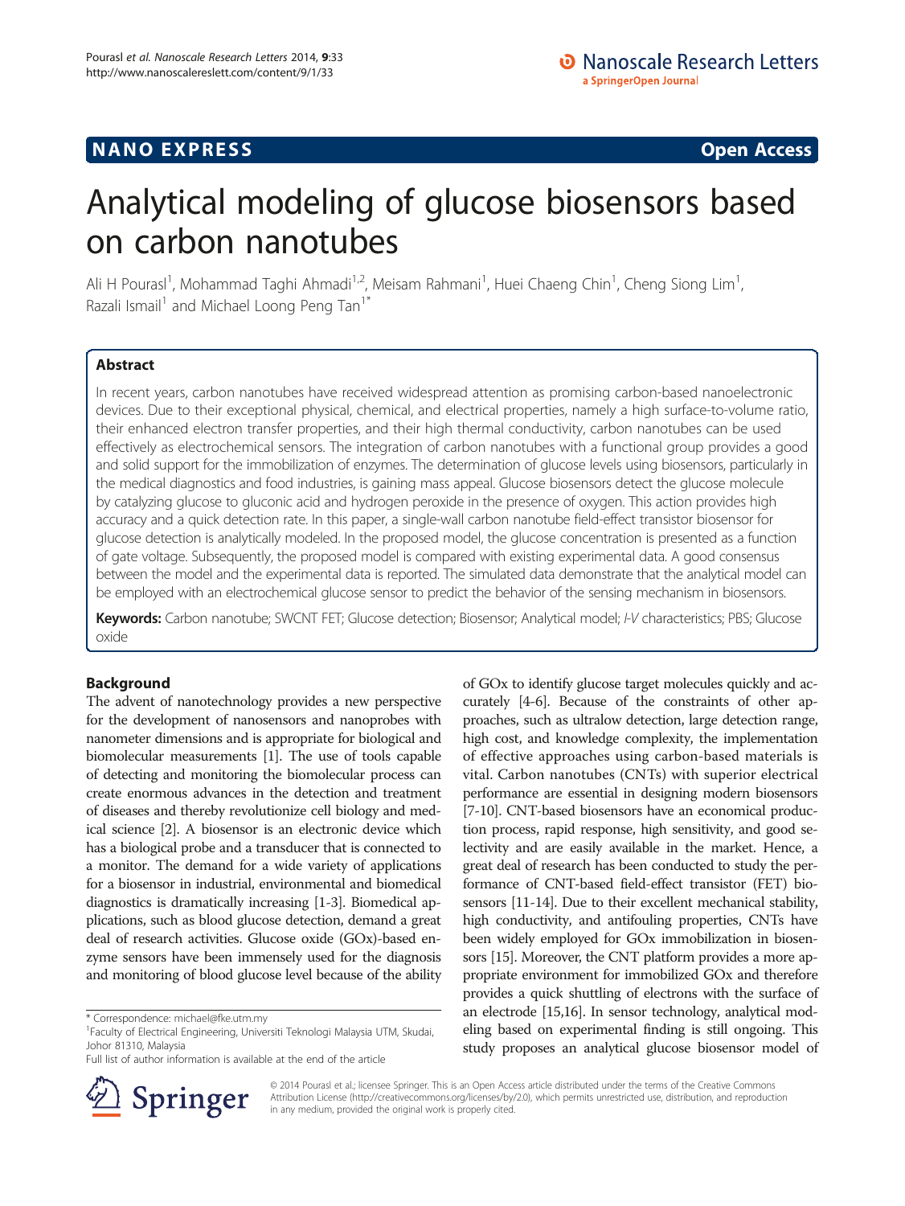NANO EXPRESS **Open Access**

# Analytical modeling of glucose biosensors based on carbon nanotubes

Ali H Pourasl[1], Mohammad Taghi Ahmadi[1,2], Meisam Rahmani[1], Huei Chaeng Chin[1], Cheng Siong Lim[1], Razali Ismail[1] and Michael Loong Peng Tan[1*]

## Abstract

In recent years, carbon nanotubes have received widespread attention as promising carbon-based nanoelectronic devices. Due to their exceptional physical, chemical, and electrical properties, namely a high surface-to-volume ratio, their enhanced electron transfer properties, and their high thermal conductivity, carbon nanotubes can be used effectively as electrochemical sensors. The integration of carbon nanotubes with a functional group provides a good and solid support for the immobilization of enzymes. The determination of glucose levels using biosensors, particularly in the medical diagnostics and food industries, is gaining mass appeal. Glucose biosensors detect the glucose molecule by catalyzing glucose to gluconic acid and hydrogen peroxide in the presence of oxygen. This action provides high accuracy and a quick detection rate. In this paper, a single-wall carbon nanotube field-effect transistor biosensor for glucose detection is analytically modeled. In the proposed model, the glucose concentration is presented as a function of gate voltage. Subsequently, the proposed model is compared with existing experimental data. A good consensus between the model and the experimental data is reported. The simulated data demonstrate that the analytical model can be employed with an electrochemical glucose sensor to predict the behavior of the sensing mechanism in biosensors.

**Keywords:** Carbon nanotube; SWCNT FET; Glucose detection; Biosensor; Analytical model; *I-V* characteristics; PBS; Glucose oxide

## Background

The advent of nanotechnology provides a new perspective for the development of nanosensors and nanoprobes with nanometer dimensions and is appropriate for biological and biomolecular measurements [1]. The use of tools capable of detecting and monitoring the biomolecular process can create enormous advances in the detection and treatment of diseases and thereby revolutionize cell biology and medical science [2]. A biosensor is an electronic device which has a biological probe and a transducer that is connected to a monitor. The demand for a wide variety of applications for a biosensor in industrial, environmental and biomedical diagnostics is dramatically increasing [1-3]. Biomedical applications, such as blood glucose detection, demand a great deal of research activities. Glucose oxide (GOx)-based enzyme sensors have been immensely used for the diagnosis and monitoring of blood glucose level because of the ability of GOx to identify glucose target molecules quickly and accurately [4-6]. Because of the constraints of other approaches, such as ultralow detection, large detection range, high cost, and knowledge complexity, the implementation of effective approaches using carbon-based materials is vital. Carbon nanotubes (CNTs) with superior electrical performance are essential in designing modern biosensors [7-10]. CNT-based biosensors have an economical production process, rapid response, high sensitivity, and good selectivity and are easily available in the market. Hence, a great deal of research has been conducted to study the performance of CNT-based field-effect transistor (FET) biosensors [11-14]. Due to their excellent mechanical stability, high conductivity, and antifouling properties, CNTs have been widely employed for GOx immobilization in biosensors [15]. Moreover, the CNT platform provides a more appropriate environment for immobilized GOx and therefore provides a quick shuttling of electrons with the surface of an electrode [15,16]. In sensor technology, analytical modeling based on experimental finding is still ongoing. This study proposes an analytical glucose biosensor model of

\* Correspondence: michael@fke.utm.my
[1]Faculty of Electrical Engineering, Universiti Teknologi Malaysia UTM, Skudai, Johor 81310, Malaysia
Full list of author information is available at the end of the article

© 2014 Pourasl et al.; licensee Springer. This is an Open Access article distributed under the terms of the Creative Commons Attribution License (http://creativecommons.org/licenses/by/2.0), which permits unrestricted use, distribution, and reproduction in any medium, provided the original work is properly cited.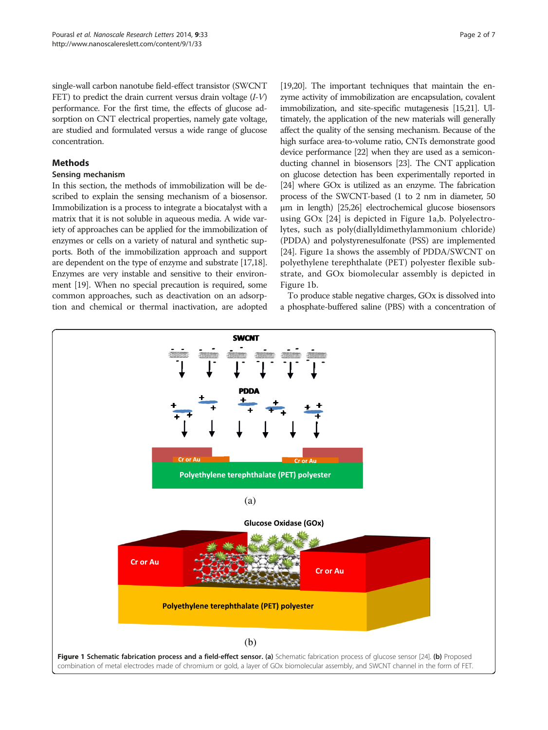single-wall carbon nanotube field-effect transistor (SWCNT FET) to predict the drain current versus drain voltage ($I$-$V$) performance. For the first time, the effects of glucose adsorption on CNT electrical properties, namely gate voltage, are studied and formulated versus a wide range of glucose concentration.

## Methods

### Sensing mechanism

In this section, the methods of immobilization will be described to explain the sensing mechanism of a biosensor. Immobilization is a process to integrate a biocatalyst with a matrix that it is not soluble in aqueous media. A wide variety of approaches can be applied for the immobilization of enzymes or cells on a variety of natural and synthetic supports. Both of the immobilization approach and support are dependent on the type of enzyme and substrate [17,18]. Enzymes are very instable and sensitive to their environment [19]. When no special precaution is required, some common approaches, such as deactivation on an adsorption and chemical or thermal inactivation, are adopted [19,20]. The important techniques that maintain the enzyme activity of immobilization are encapsulation, covalent immobilization, and site-specific mutagenesis [15,21]. Ultimately, the application of the new materials will generally affect the quality of the sensing mechanism. Because of the high surface area-to-volume ratio, CNTs demonstrate good device performance [22] when they are used as a semiconducting channel in biosensors [23]. The CNT application on glucose detection has been experimentally reported in [24] where GOx is utilized as an enzyme. The fabrication process of the SWCNT-based (1 to 2 nm in diameter, 50 μm in length) [25,26] electrochemical glucose biosensors using GOx [24] is depicted in Figure 1a,b. Polyelectrolytes, such as poly(diallyldimethylammonium chloride) (PDDA) and polystyrenesulfonate (PSS) are implemented [24]. Figure 1a shows the assembly of PDDA/SWCNT on polyethylene terephthalate (PET) polyester flexible substrate, and GOx biomolecular assembly is depicted in Figure 1b.

To produce stable negative charges, GOx is dissolved into a phosphate-buffered saline (PBS) with a concentration of

**Figure 1 Schematic fabrication process and a field-effect sensor.** **(a)** Schematic fabrication process of glucose sensor [24]. **(b)** Proposed combination of metal electrodes made of chromium or gold, a layer of GOx biomolecular assembly, and SWCNT channel in the form of FET.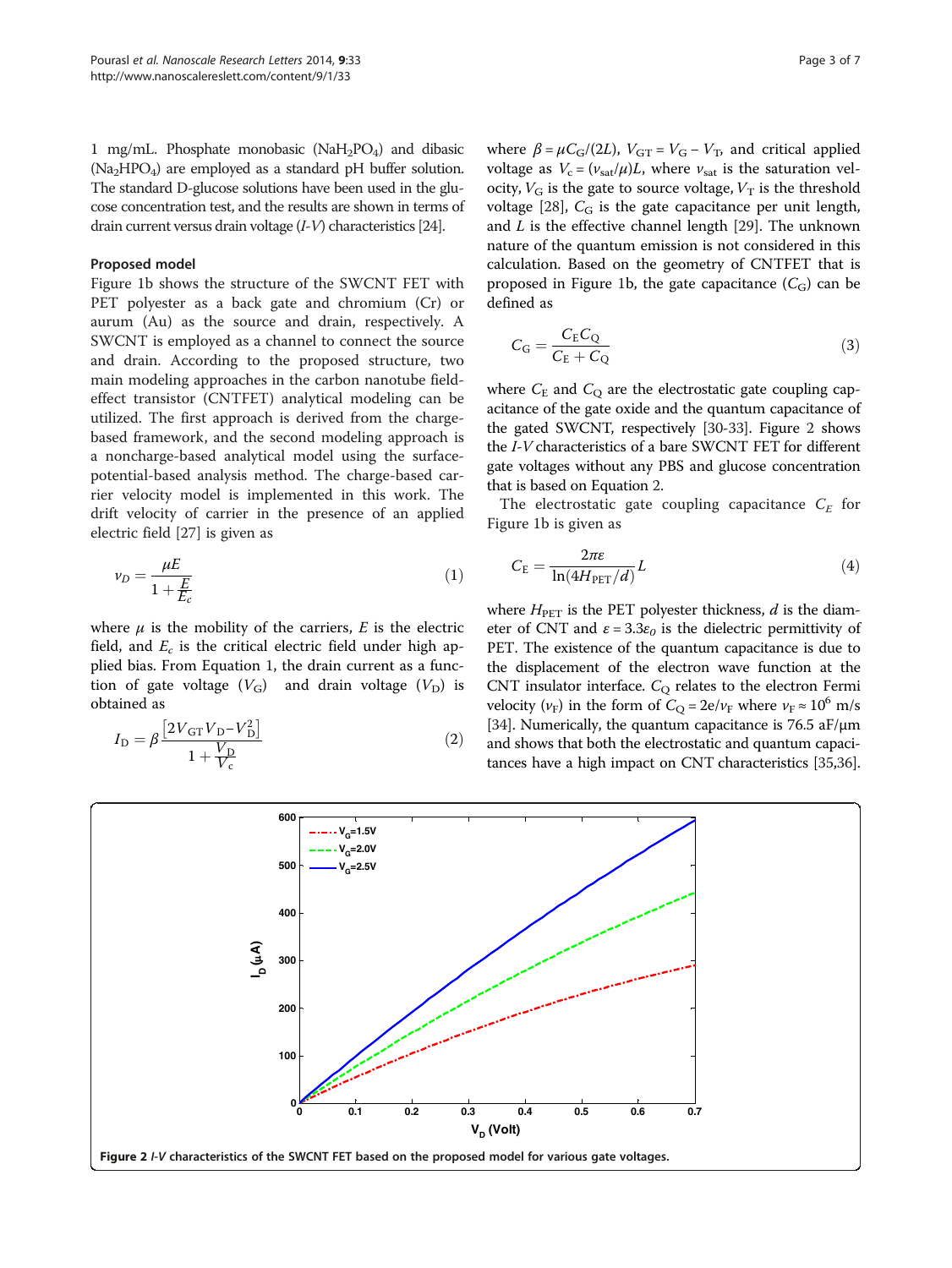1 mg/mL. Phosphate monobasic ($NaH_2PO_4$) and dibasic ($Na_2HPO_4$) are employed as a standard pH buffer solution. The standard D-glucose solutions have been used in the glucose concentration test, and the results are shown in terms of drain current versus drain voltage (*I-V*) characteristics [24].

### Proposed model

Figure 1b shows the structure of the SWCNT FET with PET polyester as a back gate and chromium (Cr) or aurum (Au) as the source and drain, respectively. A SWCNT is employed as a channel to connect the source and drain. According to the proposed structure, two main modeling approaches in the carbon nanotube field-effect transistor (CNTFET) analytical modeling can be utilized. The first approach is derived from the charge-based framework, and the second modeling approach is a noncharge-based analytical model using the surface-potential-based analysis method. The charge-based carrier velocity model is implemented in this work. The drift velocity of carrier in the presence of an applied electric field [27] is given as

$$v_D = \frac{\mu E}{1 + \frac{E}{E_c}} \tag{1}$$

where $\mu$ is the mobility of the carriers, $E$ is the electric field, and $E_c$ is the critical electric field under high applied bias. From Equation 1, the drain current as a function of gate voltage ($V_G$) and drain voltage ($V_D$) is obtained as

$$I_D = \beta \frac{\left[2V_{GT}V_D - V_D^2\right]}{1 + \frac{V_D}{V_c}} \tag{2}$$

where $\beta = \mu C_G/(2L)$, $V_{GT} = V_G - V_T$, and critical applied voltage as $V_c = (v_{sat}/\mu)L$, where $v_{sat}$ is the saturation velocity, $V_G$ is the gate to source voltage, $V_T$ is the threshold voltage [28], $C_G$ is the gate capacitance per unit length, and $L$ is the effective channel length [29]. The unknown nature of the quantum emission is not considered in this calculation. Based on the geometry of CNTFET that is proposed in Figure 1b, the gate capacitance ($C_G$) can be defined as

$$C_G = \frac{C_E C_Q}{C_E + C_Q} \tag{3}$$

where $C_E$ and $C_Q$ are the electrostatic gate coupling capacitance of the gate oxide and the quantum capacitance of the gated SWCNT, respectively [30-33]. Figure 2 shows the *I-V* characteristics of a bare SWCNT FET for different gate voltages without any PBS and glucose concentration that is based on Equation 2.

The electrostatic gate coupling capacitance $C_E$ for Figure 1b is given as

$$C_E = \frac{2\pi\varepsilon}{\ln(4H_{PET}/d)} L \tag{4}$$

where $H_{PET}$ is the PET polyester thickness, $d$ is the diameter of CNT and $\varepsilon = 3.3\varepsilon_0$ is the dielectric permittivity of PET. The existence of the quantum capacitance is due to the displacement of the electron wave function at the CNT insulator interface. $C_Q$ relates to the electron Fermi velocity ($v_F$) in the form of $C_Q = 2e/v_F$ where $v_F \approx 10^6$ m/s [34]. Numerically, the quantum capacitance is 76.5 aF/μm and shows that both the electrostatic and quantum capacitances have a high impact on CNT characteristics [35,36].

**Figure 2** ***I-V*** **characteristics of the SWCNT FET based on the proposed model for various gate voltages.**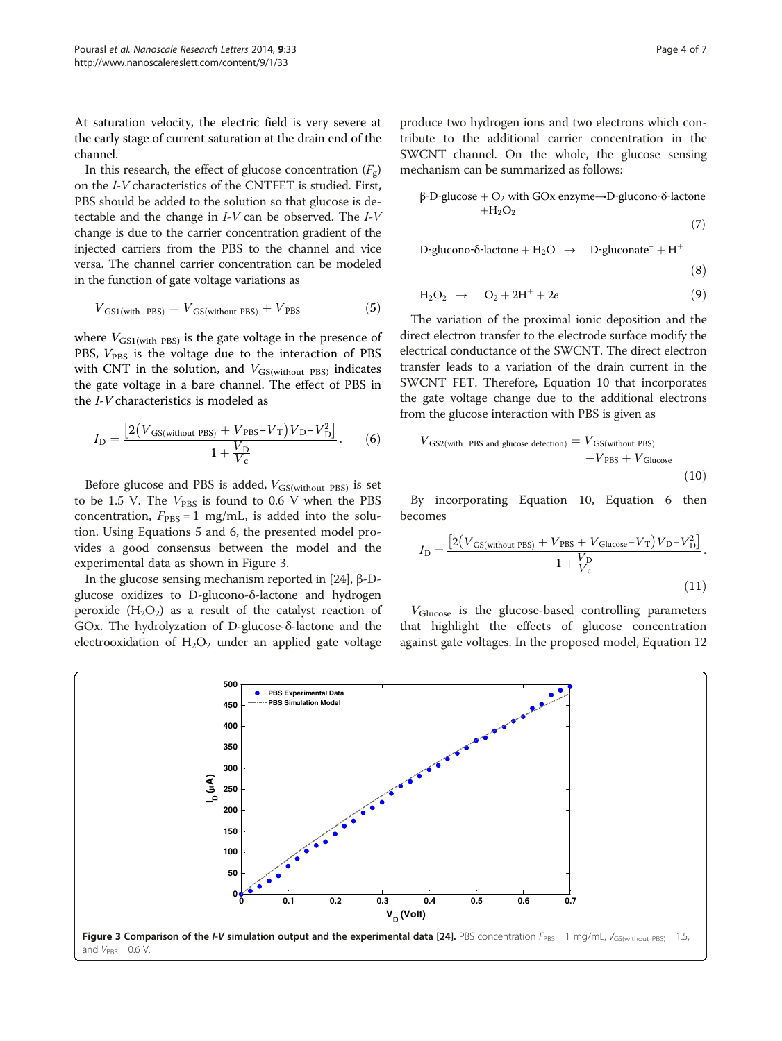At saturation velocity, the electric field is very severe at the early stage of current saturation at the drain end of the channel.

In this research, the effect of glucose concentration ($F_g$) on the *I-V* characteristics of the CNTFET is studied. First, PBS should be added to the solution so that glucose is detectable and the change in *I-V* can be observed. The *I-V* change is due to the carrier concentration gradient of the injected carriers from the PBS to the channel and vice versa. The channel carrier concentration can be modeled in the function of gate voltage variations as

$$V_{\mathrm{GS1(with\ \ PBS)}} = V_{\mathrm{GS(without\ PBS)}} + V_{\mathrm{PBS}} \tag{5}$$

where $V_{\mathrm{GS1(with\ PBS)}}$ is the gate voltage in the presence of PBS, $V_{\mathrm{PBS}}$ is the voltage due to the interaction of PBS with CNT in the solution, and $V_{\mathrm{GS(without\ PBS)}}$ indicates the gate voltage in a bare channel. The effect of PBS in the *I-V* characteristics is modeled as

$$I_{\mathrm{D}} = \frac{\left[2\left(V_{\mathrm{GS(without\ PBS)}} + V_{\mathrm{PBS}} - V_{\mathrm{T}}\right)V_{\mathrm{D}} - V_{\mathrm{D}}^{2}\right]}{1 + \frac{V_{\mathrm{D}}}{V_{\mathrm{c}}}}. \tag{6}$$

Before glucose and PBS is added, $V_{\mathrm{GS(without\ PBS)}}$ is set to be 1.5 V. The $V_{\mathrm{PBS}}$ is found to 0.6 V when the PBS concentration, $F_{\mathrm{PBS}} = 1$ mg/mL, is added into the solution. Using Equations 5 and 6, the presented model provides a good consensus between the model and the experimental data as shown in Figure 3.

In the glucose sensing mechanism reported in [24], β-D-glucose oxidizes to D-glucono-δ-lactone and hydrogen peroxide ($H_2O_2$) as a result of the catalyst reaction of GOx. The hydrolyzation of D-glucose-δ-lactone and the electrooxidation of $H_2O_2$ under an applied gate voltage produce two hydrogen ions and two electrons which contribute to the additional carrier concentration in the SWCNT channel. On the whole, the glucose sensing mechanism can be summarized as follows:

$$\beta\text{-D-glucose} + \mathrm{O_2} \text{ with GOx enzyme} \rightarrow \text{D-glucono-}\delta\text{-lactone} + \mathrm{H_2O_2} \tag{7}$$

$$\text{D-glucono-}\delta\text{-lactone} + \mathrm{H_2O} \ \rightarrow \ \text{D-gluconate}^{-} + \mathrm{H}^{+} \tag{8}$$

$$\mathrm{H_2O_2} \ \rightarrow \ \mathrm{O_2} + 2\mathrm{H}^{+} + 2e \tag{9}$$

The variation of the proximal ionic deposition and the direct electron transfer to the electrode surface modify the electrical conductance of the SWCNT. The direct electron transfer leads to a variation of the drain current in the SWCNT FET. Therefore, Equation 10 that incorporates the gate voltage change due to the additional electrons from the glucose interaction with PBS is given as

$$V_{\mathrm{GS2(with\ \ PBS\ and\ glucose\ detection)}} = V_{\mathrm{GS(without\ PBS)}} + V_{\mathrm{PBS}} + V_{\mathrm{Glucose}} \tag{10}$$

By incorporating Equation 10, Equation 6 then becomes

$$I_{\mathrm{D}} = \frac{\left[2\left(V_{\mathrm{GS(without\ PBS)}} + V_{\mathrm{PBS}} + V_{\mathrm{Glucose}} - V_{\mathrm{T}}\right)V_{\mathrm{D}} - V_{\mathrm{D}}^{2}\right]}{1 + \frac{V_{\mathrm{D}}}{V_{\mathrm{c}}}}. \tag{11}$$

$V_{\mathrm{Glucose}}$ is the glucose-based controlling parameters that highlight the effects of glucose concentration against gate voltages. In the proposed model, Equation 12

**Figure 3 Comparison of the *I-V* simulation output and the experimental data [24].** PBS concentration $F_{\mathrm{PBS}} = 1$ mg/mL, $V_{\mathrm{GS(without\ PBS)}} = 1.5$, and $V_{\mathrm{PBS}} = 0.6$ V.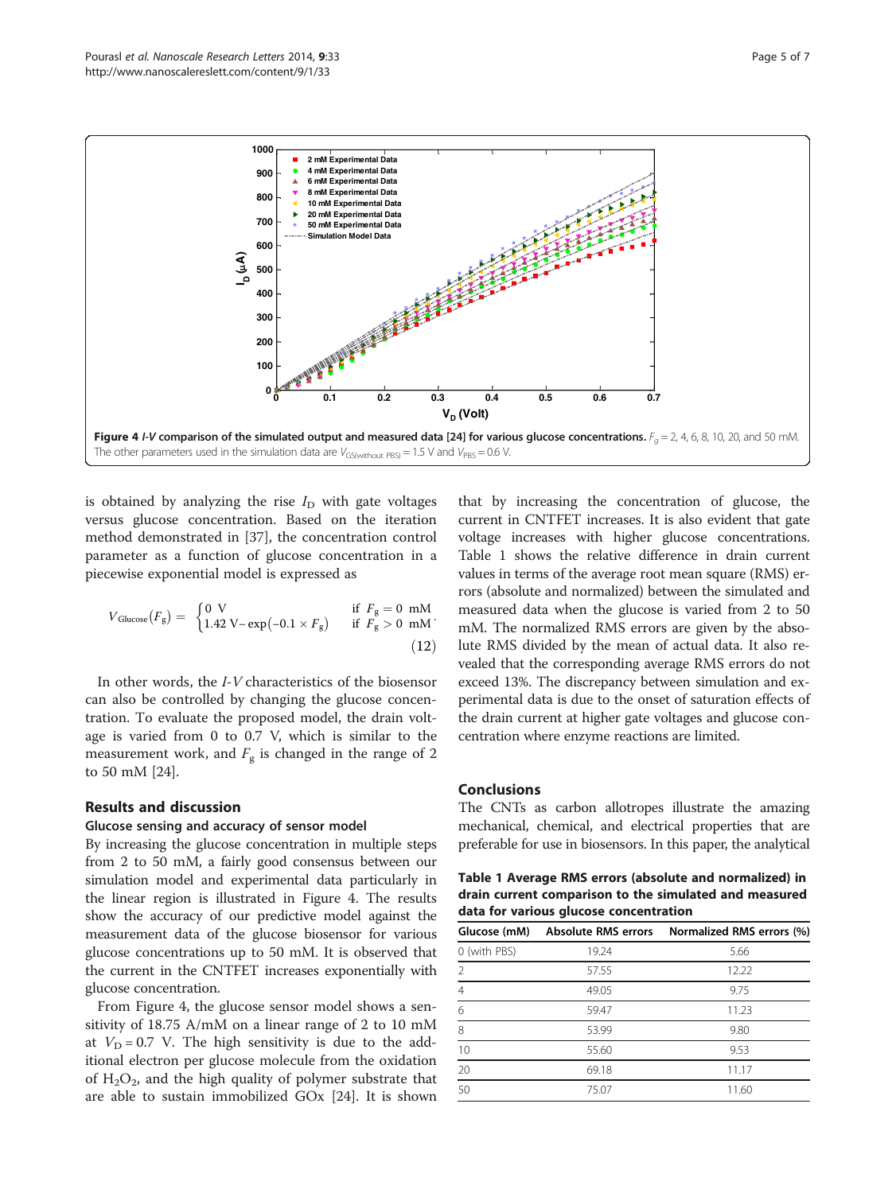Figure 4 *I-V* comparison of the simulated output and measured data [24] for various glucose concentrations. $F_g$ = 2, 4, 6, 8, 10, 20, and 50 mM. The other parameters used in the simulation data are $V_{GS(\text{without PBS})} = 1.5$ V and $V_{PBS} = 0.6$ V.

is obtained by analyzing the rise $I_D$ with gate voltages versus glucose concentration. Based on the iteration method demonstrated in [37], the concentration control parameter as a function of glucose concentration in a piecewise exponential model is expressed as

$$V_{\text{Glucose}}(F_g) = \begin{cases} 0 \text{ V} & \text{if } F_g = 0 \text{ mM} \\ 1.42 \text{ V} - \exp(-0.1 \times F_g) & \text{if } F_g > 0 \text{ mM} \end{cases}. \quad (12)$$

In other words, the *I-V* characteristics of the biosensor can also be controlled by changing the glucose concentration. To evaluate the proposed model, the drain voltage is varied from 0 to 0.7 V, which is similar to the measurement work, and $F_g$ is changed in the range of 2 to 50 mM [24].

## Results and discussion

### Glucose sensing and accuracy of sensor model

By increasing the glucose concentration in multiple steps from 2 to 50 mM, a fairly good consensus between our simulation model and experimental data particularly in the linear region is illustrated in Figure 4. The results show the accuracy of our predictive model against the measurement data of the glucose biosensor for various glucose concentrations up to 50 mM. It is observed that the current in the CNTFET increases exponentially with glucose concentration.

From Figure 4, the glucose sensor model shows a sensitivity of 18.75 A/mM on a linear range of 2 to 10 mM at $V_D = 0.7$ V. The high sensitivity is due to the additional electron per glucose molecule from the oxidation of $H_2O_2$, and the high quality of polymer substrate that are able to sustain immobilized GOx [24]. It is shown that by increasing the concentration of glucose, the current in CNTFET increases. It is also evident that gate voltage increases with higher glucose concentrations. Table 1 shows the relative difference in drain current values in terms of the average root mean square (RMS) errors (absolute and normalized) between the simulated and measured data when the glucose is varied from 2 to 50 mM. The normalized RMS errors are given by the absolute RMS divided by the mean of actual data. It also revealed that the corresponding average RMS errors do not exceed 13%. The discrepancy between simulation and experimental data is due to the onset of saturation effects of the drain current at higher gate voltages and glucose concentration where enzyme reactions are limited.

## Conclusions

The CNTs as carbon allotropes illustrate the amazing mechanical, chemical, and electrical properties that are preferable for use in biosensors. In this paper, the analytical

**Table 1 Average RMS errors (absolute and normalized) in drain current comparison to the simulated and measured data for various glucose concentration**

| Glucose (mM) | Absolute RMS errors | Normalized RMS errors (%) |
|---|---|---|
| 0 (with PBS) | 19.24 | 5.66 |
| 2 | 57.55 | 12.22 |
| 4 | 49.05 | 9.75 |
| 6 | 59.47 | 11.23 |
| 8 | 53.99 | 9.80 |
| 10 | 55.60 | 9.53 |
| 20 | 69.18 | 11.17 |
| 50 | 75.07 | 11.60 |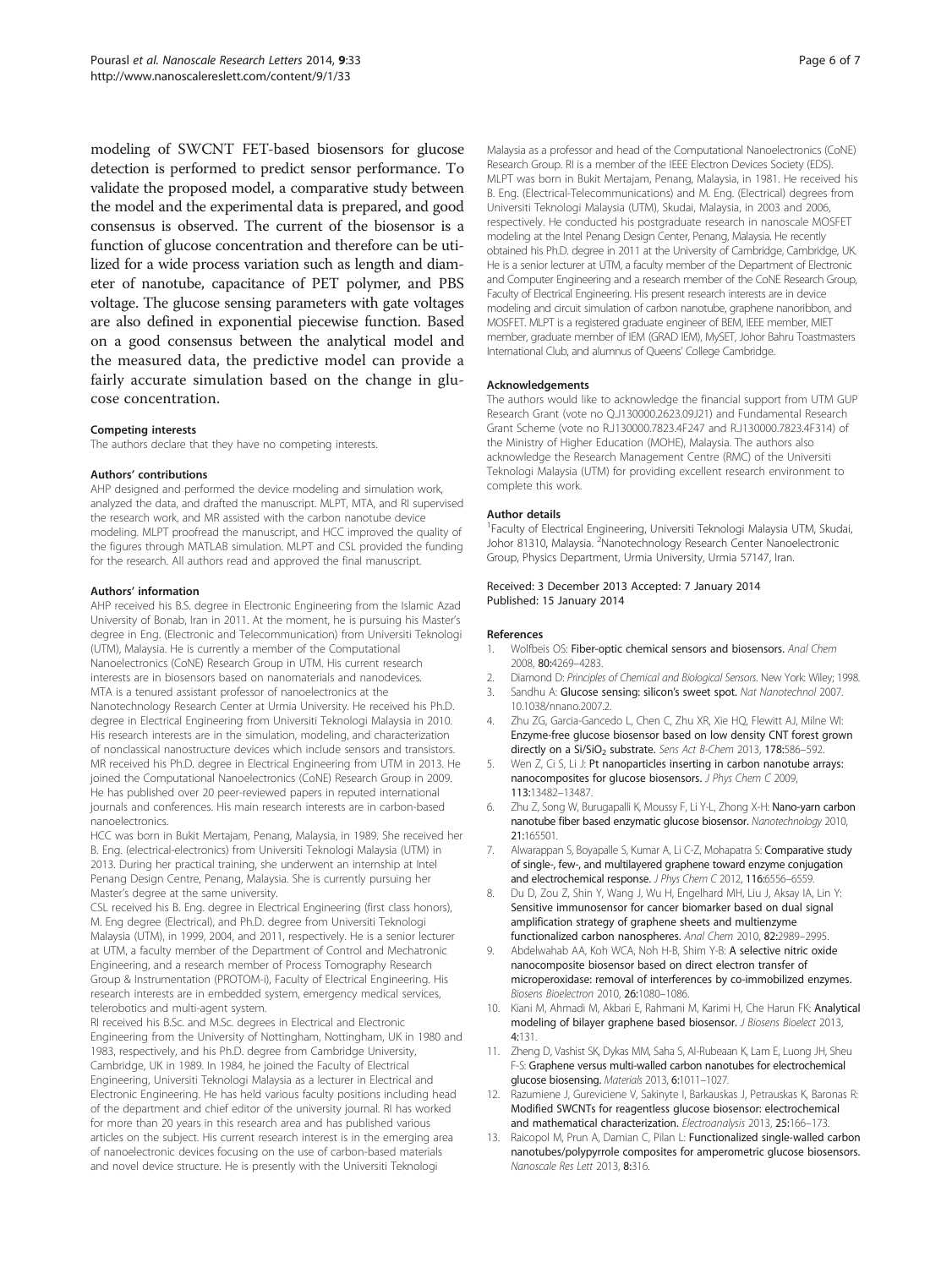modeling of SWCNT FET-based biosensors for glucose detection is performed to predict sensor performance. To validate the proposed model, a comparative study between the model and the experimental data is prepared, and good consensus is observed. The current of the biosensor is a function of glucose concentration and therefore can be utilized for a wide process variation such as length and diameter of nanotube, capacitance of PET polymer, and PBS voltage. The glucose sensing parameters with gate voltages are also defined in exponential piecewise function. Based on a good consensus between the analytical model and the measured data, the predictive model can provide a fairly accurate simulation based on the change in glucose concentration.

#### Competing interests

The authors declare that they have no competing interests.

#### Authors' contributions

AHP designed and performed the device modeling and simulation work, analyzed the data, and drafted the manuscript. MLPT, MTA, and RI supervised the research work, and MR assisted with the carbon nanotube device modeling. MLPT proofread the manuscript, and HCC improved the quality of the figures through MATLAB simulation. MLPT and CSL provided the funding for the research. All authors read and approved the final manuscript.

#### Authors' information

AHP received his B.S. degree in Electronic Engineering from the Islamic Azad University of Bonab, Iran in 2011. At the moment, he is pursuing his Master's degree in Eng. (Electronic and Telecommunication) from Universiti Teknologi (UTM), Malaysia. He is currently a member of the Computational Nanoelectronics (CoNE) Research Group in UTM. His current research interests are in biosensors based on nanomaterials and nanodevices.

MTA is a tenured assistant professor of nanoelectronics at the Nanotechnology Research Center at Urmia University. He received his Ph.D. degree in Electrical Engineering from Universiti Teknologi Malaysia in 2010. His research interests are in the simulation, modeling, and characterization of nonclassical nanostructure devices which include sensors and transistors.

MR received his Ph.D. degree in Electrical Engineering from UTM in 2013. He joined the Computational Nanoelectronics (CoNE) Research Group in 2009. He has published over 20 peer-reviewed papers in reputed international journals and conferences. His main research interests are in carbon-based nanoelectronics.

HCC was born in Bukit Mertajam, Penang, Malaysia, in 1989. She received her B. Eng. (electrical-electronics) from Universiti Teknologi Malaysia (UTM) in 2013. During her practical training, she underwent an internship at Intel Penang Design Centre, Penang, Malaysia. She is currently pursuing her Master's degree at the same university.

CSL received his B. Eng. degree in Electrical Engineering (first class honors), M. Eng degree (Electrical), and Ph.D. degree from Universiti Teknologi Malaysia (UTM), in 1999, 2004, and 2011, respectively. He is a senior lecturer at UTM, a faculty member of the Department of Control and Mechatronic Engineering, and a research member of Process Tomography Research Group & Instrumentation (PROTOM-i), Faculty of Electrical Engineering. His research interests are in embedded system, emergency medical services, telerobotics and multi-agent system.

RI received his B.Sc. and M.Sc. degrees in Electrical and Electronic Engineering from the University of Nottingham, Nottingham, UK in 1980 and 1983, respectively, and his Ph.D. degree from Cambridge University, Cambridge, UK in 1989. In 1984, he joined the Faculty of Electrical Engineering, Universiti Teknologi Malaysia as a lecturer in Electrical and Electronic Engineering. He has held various faculty positions including head of the department and chief editor of the university journal. RI has worked for more than 20 years in this research area and has published various articles on the subject. His current research interest is in the emerging area of nanoelectronic devices focusing on the use of carbon-based materials and novel device structure. He is presently with the Universiti Teknologi Malaysia as a professor and head of the Computational Nanoelectronics (CoNE) Research Group. RI is a member of the IEEE Electron Devices Society (EDS).

MLPT was born in Bukit Mertajam, Penang, Malaysia, in 1981. He received his B. Eng. (Electrical-Telecommunications) and M. Eng. (Electrical) degrees from Universiti Teknologi Malaysia (UTM), Skudai, Malaysia, in 2003 and 2006, respectively. He conducted his postgraduate research in nanoscale MOSFET modeling at the Intel Penang Design Center, Penang, Malaysia. He recently obtained his Ph.D. degree in 2011 at the University of Cambridge, Cambridge, UK. He is a senior lecturer at UTM, a faculty member of the Department of Electronic and Computer Engineering and a research member of the CoNE Research Group, Faculty of Electrical Engineering. His present research interests are in device modeling and circuit simulation of carbon nanotube, graphene nanoribbon, and MOSFET. MLPT is a registered graduate engineer of BEM, IEEE member, MIET member, graduate member of IEM (GRAD IEM), MySET, Johor Bahru Toastmasters International Club, and alumnus of Queens' College Cambridge.

#### Acknowledgements

The authors would like to acknowledge the financial support from UTM GUP Research Grant (vote no Q.J130000.2623.09J21) and Fundamental Research Grant Scheme (vote no R.J130000.7823.4F247 and R.J130000.7823.4F314) of the Ministry of Higher Education (MOHE), Malaysia. The authors also acknowledge the Research Management Centre (RMC) of the Universiti Teknologi Malaysia (UTM) for providing excellent research environment to complete this work.

#### Author details

[1]Faculty of Electrical Engineering, Universiti Teknologi Malaysia UTM, Skudai, Johor 81310, Malaysia. [2]Nanotechnology Research Center Nanoelectronic Group, Physics Department, Urmia University, Urmia 57147, Iran.

Received: 3 December 2013 Accepted: 7 January 2014
Published: 15 January 2014

#### References

1. Wolfbeis OS: **Fiber-optic chemical sensors and biosensors.** *Anal Chem* 2008, **80:**4269–4283.
2. Diamond D: *Principles of Chemical and Biological Sensors*. New York: Wiley; 1998.
3. Sandhu A: **Glucose sensing: silicon's sweet spot.** *Nat Nanotechnol* 2007. 10.1038/nnano.2007.2.
4. Zhu ZG, Garcia-Gancedo L, Chen C, Zhu XR, Xie HQ, Flewitt AJ, Milne WI: **Enzyme-free glucose biosensor based on low density CNT forest grown directly on a Si/$SiO_2$ substrate.** *Sens Act B-Chem* 2013, **178:**586–592.
5. Wen Z, Ci S, Li J: **Pt nanoparticles inserting in carbon nanotube arrays: nanocomposites for glucose biosensors.** *J Phys Chem C* 2009, **113:**13482–13487.
6. Zhu Z, Song W, Burugapalli K, Moussy F, Li Y-L, Zhong X-H: **Nano-yarn carbon nanotube fiber based enzymatic glucose biosensor.** *Nanotechnology* 2010, **21:**165501.
7. Alwarappan S, Boyapalle S, Kumar A, Li C-Z, Mohapatra S: **Comparative study of single-, few-, and multilayered graphene toward enzyme conjugation and electrochemical response.** *J Phys Chem C* 2012, **116:**6556–6559.
8. Du D, Zou Z, Shin Y, Wang J, Wu H, Engelhard MH, Liu J, Aksay IA, Lin Y: **Sensitive immunosensor for cancer biomarker based on dual signal amplification strategy of graphene sheets and multienzyme functionalized carbon nanospheres.** *Anal Chem* 2010, **82:**2989–2995.
9. Abdelwahab AA, Koh WCA, Noh H-B, Shim Y-B: **A selective nitric oxide nanocomposite biosensor based on direct electron transfer of microperoxidase: removal of interferences by co-immobilized enzymes.** *Biosens Bioelectron* 2010, **26:**1080–1086.
10. Kiani M, Ahmadi M, Akbari E, Rahmani M, Karimi H, Che Harun FK: **Analytical modeling of bilayer graphene based biosensor.** *J Biosens Bioelect* 2013, **4:**131.
11. Zheng D, Vashist SK, Dykas MM, Saha S, Al-Rubeaan K, Lam E, Luong JH, Sheu F-S: **Graphene versus multi-walled carbon nanotubes for electrochemical glucose biosensing.** *Materials* 2013, **6:**1011–1027.
12. Razumiene J, Gureviciene V, Sakinyte I, Barkauskas J, Petrauskas K, Baronas R: **Modified SWCNTs for reagentless glucose biosensor: electrochemical and mathematical characterization.** *Electroanalysis* 2013, **25:**166–173.
13. Raicopol M, Prun A, Damian C, Pilan L: **Functionalized single-walled carbon nanotubes/polypyrrole composites for amperometric glucose biosensors.** *Nanoscale Res Lett* 2013, **8:**316.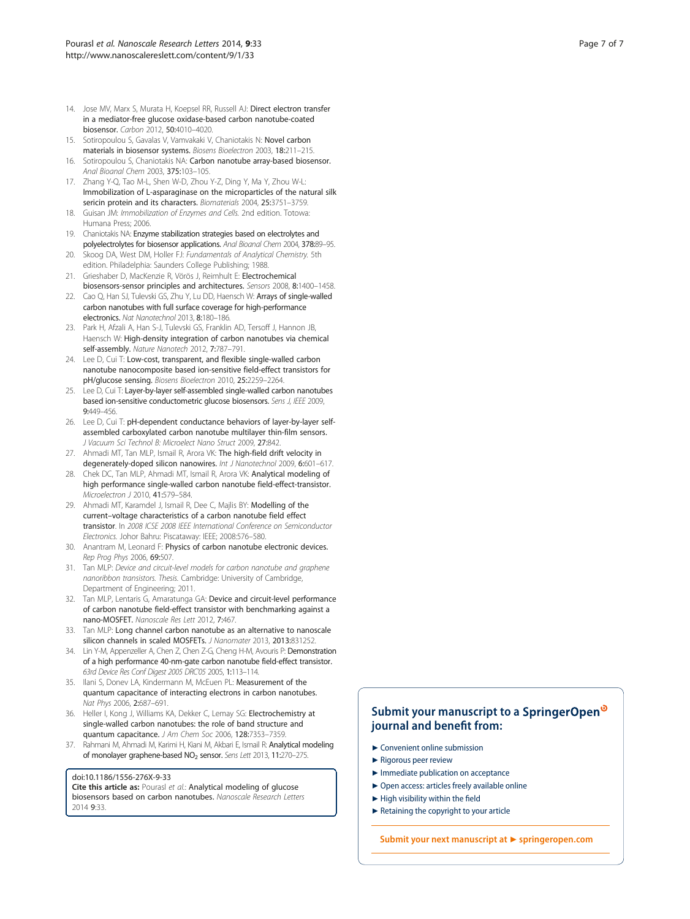14. Jose MV, Marx S, Murata H, Koepsel RR, Russell AJ: Direct electron transfer in a mediator-free glucose oxidase-based carbon nanotube-coated biosensor. *Carbon* 2012, **50:**4010–4020.
15. Sotiropoulou S, Gavalas V, Vamvakaki V, Chaniotakis N: Novel carbon materials in biosensor systems. *Biosens Bioelectron* 2003, **18:**211–215.
16. Sotiropoulou S, Chaniotakis NA: Carbon nanotube array-based biosensor. *Anal Bioanal Chem* 2003, **375:**103–105.
17. Zhang Y-Q, Tao M-L, Shen W-D, Zhou Y-Z, Ding Y, Ma Y, Zhou W-L: Immobilization of L-asparaginase on the microparticles of the natural silk sericin protein and its characters. *Biomaterials* 2004, **25:**3751–3759.
18. Guisan JM: *Immobilization of Enzymes and Cells.* 2nd edition. Totowa: Humana Press; 2006.
19. Chaniotakis NA: Enzyme stabilization strategies based on electrolytes and polyelectrolytes for biosensor applications. *Anal Bioanal Chem* 2004, **378:**89–95.
20. Skoog DA, West DM, Holler FJ: *Fundamentals of Analytical Chemistry.* 5th edition. Philadelphia: Saunders College Publishing; 1988.
21. Grieshaber D, MacKenzie R, Vörös J, Reimhult E: Electrochemical biosensors-sensor principles and architectures. *Sensors* 2008, **8:**1400–1458.
22. Cao Q, Han SJ, Tulevski GS, Zhu Y, Lu DD, Haensch W: Arrays of single-walled carbon nanotubes with full surface coverage for high-performance electronics. *Nat Nanotechnol* 2013, **8:**180–186.
23. Park H, Afzali A, Han S-J, Tulevski GS, Franklin AD, Tersoff J, Hannon JB, Haensch W: High-density integration of carbon nanotubes via chemical self-assembly. *Nature Nanotech* 2012, **7:**787–791.
24. Lee D, Cui T: Low-cost, transparent, and flexible single-walled carbon nanotube nanocomposite based ion-sensitive field-effect transistors for pH/glucose sensing. *Biosens Bioelectron* 2010, **25:**2259–2264.
25. Lee D, Cui T: Layer-by-layer self-assembled single-walled carbon nanotubes based ion-sensitive conductometric glucose biosensors. *Sens J, IEEE* 2009, **9:**449–456.
26. Lee D, Cui T: pH-dependent conductance behaviors of layer-by-layer self-assembled carboxylated carbon nanotube multilayer thin-film sensors. *J Vacuum Sci Technol B: Microelect Nano Struct* 2009, **27:**842.
27. Ahmadi MT, Tan MLP, Ismail R, Arora VK: The high-field drift velocity in degenerately-doped silicon nanowires. *Int J Nanotechnol* 2009, **6:**601–617.
28. Chek DC, Tan MLP, Ahmadi MT, Ismail R, Arora VK: Analytical modeling of high performance single-walled carbon nanotube field-effect-transistor. *Microelectron J* 2010, **41:**579–584.
29. Ahmadi MT, Karamdel J, Ismail R, Dee C, Majlis BY: Modelling of the current–voltage characteristics of a carbon nanotube field effect transistor. In *2008 ICSE 2008 IEEE International Conference on Semiconductor Electronics.* Johor Bahru: Piscataway: IEEE; 2008:576–580.
30. Anantram M, Leonard F: Physics of carbon nanotube electronic devices. *Rep Prog Phys* 2006, **69:**507.
31. Tan MLP: *Device and circuit-level models for carbon nanotube and graphene nanoribbon transistors. Thesis.* Cambridge: University of Cambridge, Department of Engineering; 2011.
32. Tan MLP, Lentaris G, Amaratunga GA: Device and circuit-level performance of carbon nanotube field-effect transistor with benchmarking against a nano-MOSFET. *Nanoscale Res Lett* 2012, **7:**467.
33. Tan MLP: Long channel carbon nanotube as an alternative to nanoscale silicon channels in scaled MOSFETs. *J Nanomater* 2013, **2013:**831252.
34. Lin Y-M, Appenzeller A, Chen Z, Chen Z-G, Cheng H-M, Avouris P: Demonstration of a high performance 40-nm-gate carbon nanotube field-effect transistor. *63rd Device Res Conf Digest 2005 DRC'05* 2005, **1:**113–114.
35. Ilani S, Donev LA, Kindermann M, McEuen PL: Measurement of the quantum capacitance of interacting electrons in carbon nanotubes. *Nat Phys* 2006, **2:**687–691.
36. Heller I, Kong J, Williams KA, Dekker C, Lemay SG: Electrochemistry at single-walled carbon nanotubes: the role of band structure and quantum capacitance. *J Am Chem Soc* 2006, **128:**7353–7359.
37. Rahmani M, Ahmadi M, Karimi H, Kiani M, Akbari E, Ismail R: Analytical modeling of monolayer graphene-based $NO_2$ sensor. *Sens Lett* 2013, **11:**270–275.

doi:10.1186/1556-276X-9-33
**Cite this article as:** Pourasl *et al.*: Analytical modeling of glucose biosensors based on carbon nanotubes. *Nanoscale Research Letters* 2014 **9**:33.

**Submit your manuscript to a SpringerOpen journal and benefit from:**

- ► Convenient online submission
- ► Rigorous peer review
- ► Immediate publication on acceptance
- ► Open access: articles freely available online
- ► High visibility within the field
- ► Retaining the copyright to your article

**Submit your next manuscript at ► springeropen.com**